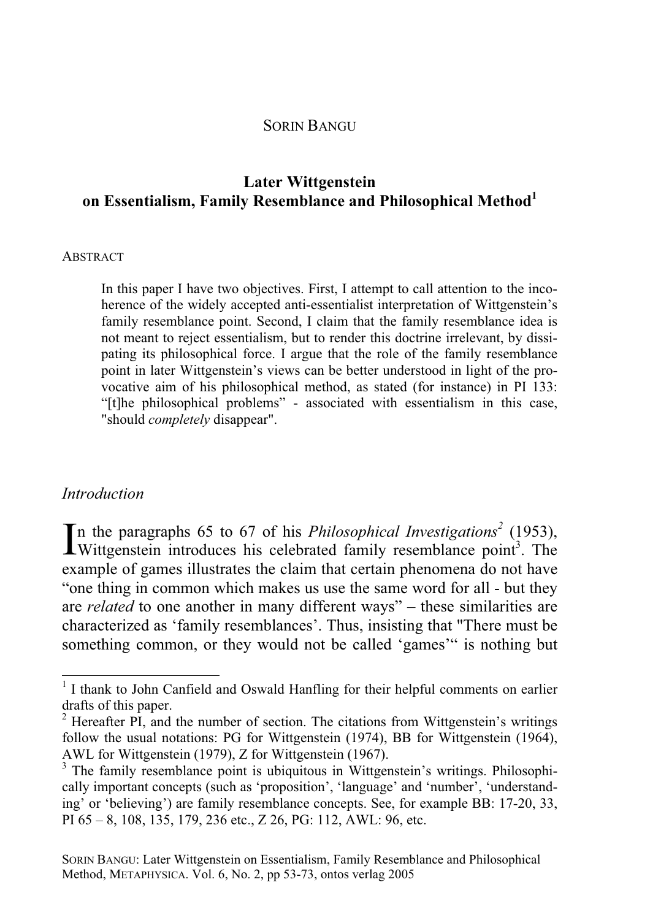SORIN BANGU

# Later Wittgenstein on Essentialism, Family Resemblance and Philosophical Method[1]

ABSTRACT

> In this paper I have two objectives. First, I attempt to call attention to the incoherence of the widely accepted anti-essentialist interpretation of Wittgenstein's family resemblance point. Second, I claim that the family resemblance idea is not meant to reject essentialism, but to render this doctrine irrelevant, by dissipating its philosophical force. I argue that the role of the family resemblance point in later Wittgenstein's views can be better understood in light of the provocative aim of his philosophical method, as stated (for instance) in PI 133: "[t]he philosophical problems" - associated with essentialism in this case, "should *completely* disappear".

## *Introduction*

In the paragraphs 65 to 67 of his *Philosophical Investigations*[2] (1953), Wittgenstein introduces his celebrated family resemblance point[3]. The example of games illustrates the claim that certain phenomena do not have "one thing in common which makes us use the same word for all - but they are *related* to one another in many different ways" – these similarities are characterized as 'family resemblances'. Thus, insisting that "There must be something common, or they would not be called 'games'" is nothing but

---

[1] I thank to John Canfield and Oswald Hanfling for their helpful comments on earlier drafts of this paper.

[2] Hereafter PI, and the number of section. The citations from Wittgenstein's writings follow the usual notations: PG for Wittgenstein (1974), BB for Wittgenstein (1964), AWL for Wittgenstein (1979), Z for Wittgenstein (1967).

[3] The family resemblance point is ubiquitous in Wittgenstein's writings. Philosophically important concepts (such as 'proposition', 'language' and 'number', 'understanding' or 'believing') are family resemblance concepts. See, for example BB: 17-20, 33, PI 65 – 8, 108, 135, 179, 236 etc., Z 26, PG: 112, AWL: 96, etc.

SORIN BANGU: Later Wittgenstein on Essentialism, Family Resemblance and Philosophical Method, METAPHYSICA. Vol. 6, No. 2, pp 53-73, ontos verlag 2005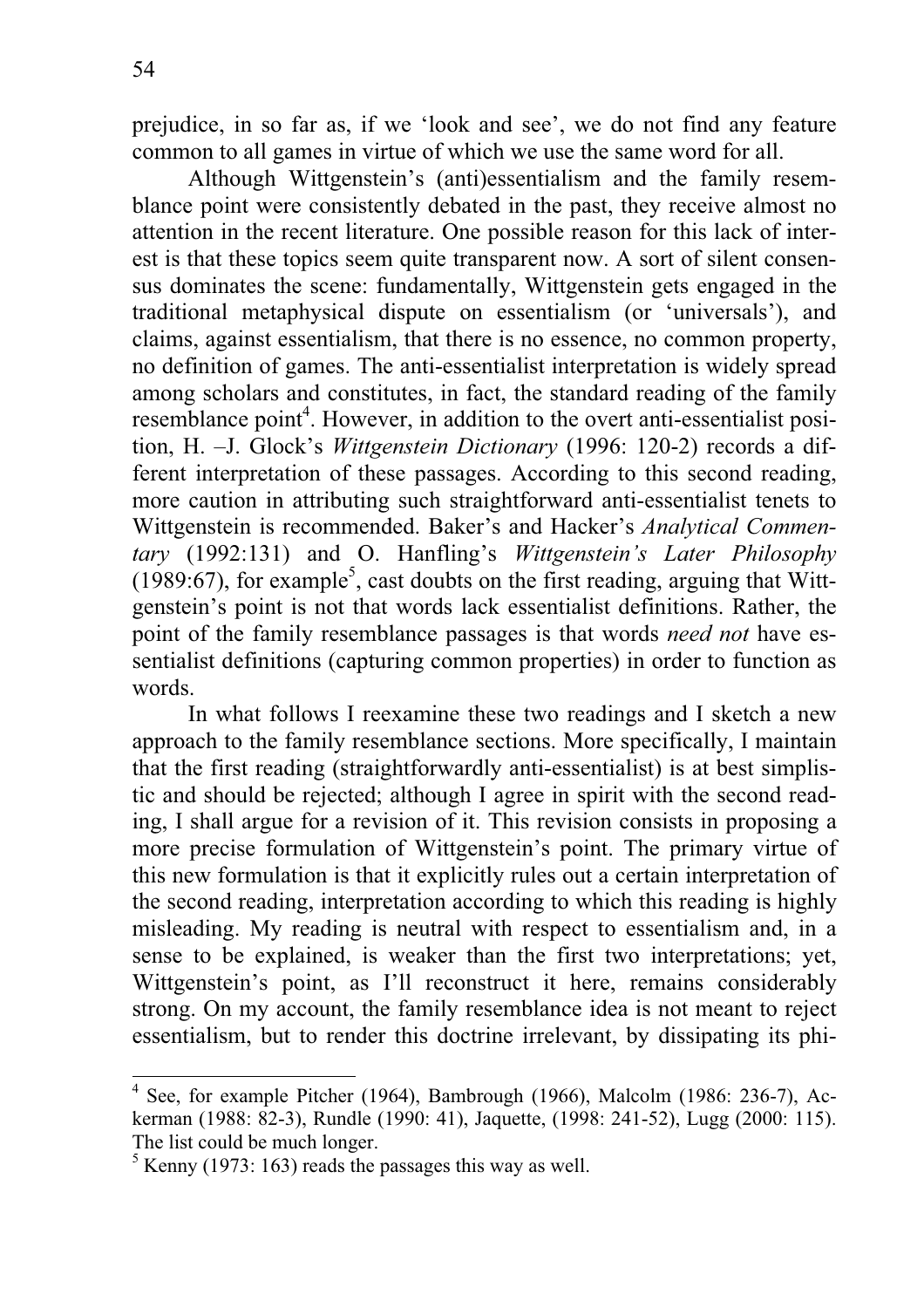prejudice, in so far as, if we 'look and see', we do not find any feature common to all games in virtue of which we use the same word for all.

Although Wittgenstein's (anti)essentialism and the family resemblance point were consistently debated in the past, they receive almost no attention in the recent literature. One possible reason for this lack of interest is that these topics seem quite transparent now. A sort of silent consensus dominates the scene: fundamentally, Wittgenstein gets engaged in the traditional metaphysical dispute on essentialism (or 'universals'), and claims, against essentialism, that there is no essence, no common property, no definition of games. The anti-essentialist interpretation is widely spread among scholars and constitutes, in fact, the standard reading of the family resemblance point[4]. However, in addition to the overt anti-essentialist position, H. –J. Glock's *Wittgenstein Dictionary* (1996: 120-2) records a different interpretation of these passages. According to this second reading, more caution in attributing such straightforward anti-essentialist tenets to Wittgenstein is recommended. Baker's and Hacker's *Analytical Commentary* (1992:131) and O. Hanfling's *Wittgenstein's Later Philosophy* (1989:67), for example[5], cast doubts on the first reading, arguing that Wittgenstein's point is not that words lack essentialist definitions. Rather, the point of the family resemblance passages is that words *need not* have essentialist definitions (capturing common properties) in order to function as words.

In what follows I reexamine these two readings and I sketch a new approach to the family resemblance sections. More specifically, I maintain that the first reading (straightforwardly anti-essentialist) is at best simplistic and should be rejected; although I agree in spirit with the second reading, I shall argue for a revision of it. This revision consists in proposing a more precise formulation of Wittgenstein's point. The primary virtue of this new formulation is that it explicitly rules out a certain interpretation of the second reading, interpretation according to which this reading is highly misleading. My reading is neutral with respect to essentialism and, in a sense to be explained, is weaker than the first two interpretations; yet, Wittgenstein's point, as I'll reconstruct it here, remains considerably strong. On my account, the family resemblance idea is not meant to reject essentialism, but to render this doctrine irrelevant, by dissipating its phi-

---

[4] See, for example Pitcher (1964), Bambrough (1966), Malcolm (1986: 236-7), Ackerman (1988: 82-3), Rundle (1990: 41), Jaquette, (1998: 241-52), Lugg (2000: 115). The list could be much longer.

[5] Kenny (1973: 163) reads the passages this way as well.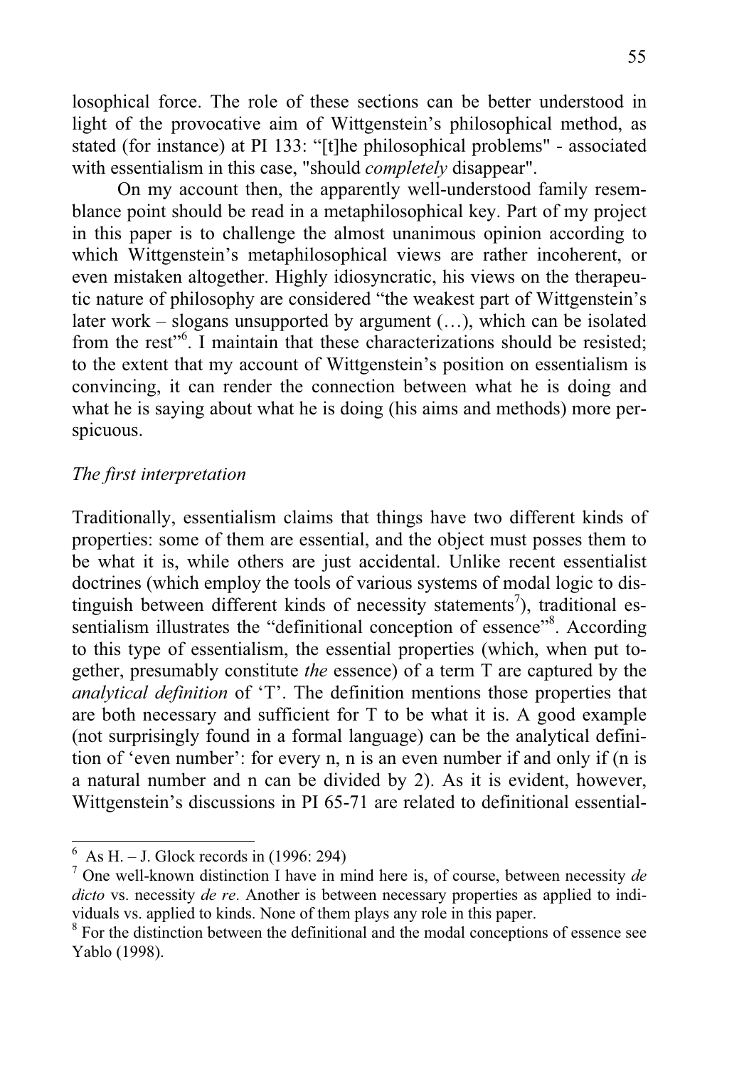losophical force. The role of these sections can be better understood in light of the provocative aim of Wittgenstein's philosophical method, as stated (for instance) at PI 133: "[t]he philosophical problems" - associated with essentialism in this case, "should *completely* disappear".

On my account then, the apparently well-understood family resemblance point should be read in a metaphilosophical key. Part of my project in this paper is to challenge the almost unanimous opinion according to which Wittgenstein's metaphilosophical views are rather incoherent, or even mistaken altogether. Highly idiosyncratic, his views on the therapeutic nature of philosophy are considered "the weakest part of Wittgenstein's later work – slogans unsupported by argument (…), which can be isolated from the rest"[6]. I maintain that these characterizations should be resisted; to the extent that my account of Wittgenstein's position on essentialism is convincing, it can render the connection between what he is doing and what he is saying about what he is doing (his aims and methods) more perspicuous.

*The first interpretation*

Traditionally, essentialism claims that things have two different kinds of properties: some of them are essential, and the object must posses them to be what it is, while others are just accidental. Unlike recent essentialist doctrines (which employ the tools of various systems of modal logic to distinguish between different kinds of necessity statements[7]), traditional essentialism illustrates the "definitional conception of essence"[8]. According to this type of essentialism, the essential properties (which, when put together, presumably constitute *the* essence) of a term T are captured by the *analytical definition* of 'T'. The definition mentions those properties that are both necessary and sufficient for T to be what it is. A good example (not surprisingly found in a formal language) can be the analytical definition of 'even number': for every n, n is an even number if and only if (n is a natural number and n can be divided by 2). As it is evident, however, Wittgenstein's discussions in PI 65-71 are related to definitional essential-

---

[6] As H. – J. Glock records in (1996: 294)

[7] One well-known distinction I have in mind here is, of course, between necessity *de dicto* vs. necessity *de re*. Another is between necessary properties as applied to individuals vs. applied to kinds. None of them plays any role in this paper.

[8] For the distinction between the definitional and the modal conceptions of essence see Yablo (1998).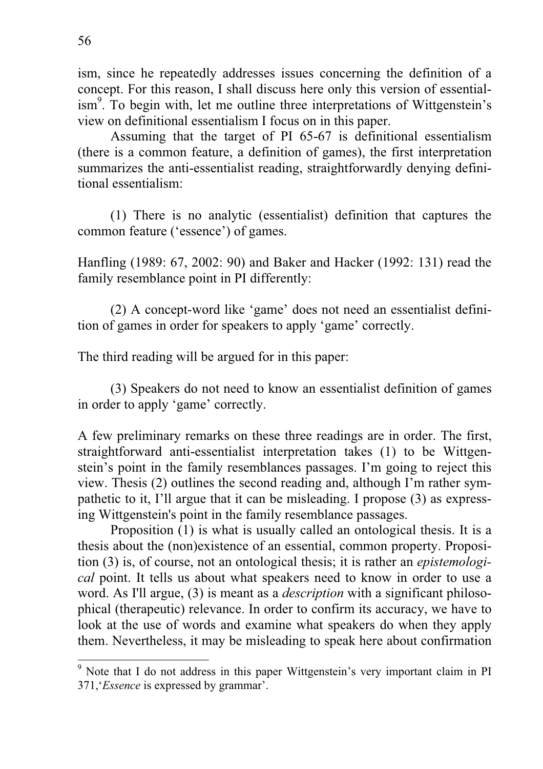ism, since he repeatedly addresses issues concerning the definition of a concept. For this reason, I shall discuss here only this version of essentialism[9]. To begin with, let me outline three interpretations of Wittgenstein's view on definitional essentialism I focus on in this paper.

Assuming that the target of PI 65-67 is definitional essentialism (there is a common feature, a definition of games), the first interpretation summarizes the anti-essentialist reading, straightforwardly denying definitional essentialism:

(1) There is no analytic (essentialist) definition that captures the common feature ('essence') of games.

Hanfling (1989: 67, 2002: 90) and Baker and Hacker (1992: 131) read the family resemblance point in PI differently:

(2) A concept-word like 'game' does not need an essentialist definition of games in order for speakers to apply 'game' correctly.

The third reading will be argued for in this paper:

(3) Speakers do not need to know an essentialist definition of games in order to apply 'game' correctly.

A few preliminary remarks on these three readings are in order. The first, straightforward anti-essentialist interpretation takes (1) to be Wittgenstein's point in the family resemblances passages. I'm going to reject this view. Thesis (2) outlines the second reading and, although I'm rather sympathetic to it, I'll argue that it can be misleading. I propose (3) as expressing Wittgenstein's point in the family resemblance passages.

Proposition (1) is what is usually called an ontological thesis. It is a thesis about the (non)existence of an essential, common property. Proposition (3) is, of course, not an ontological thesis; it is rather an *epistemological* point. It tells us about what speakers need to know in order to use a word. As I'll argue, (3) is meant as a *description* with a significant philosophical (therapeutic) relevance. In order to confirm its accuracy, we have to look at the use of words and examine what speakers do when they apply them. Nevertheless, it may be misleading to speak here about confirmation

[9] Note that I do not address in this paper Wittgenstein's very important claim in PI 371,'*Essence* is expressed by grammar'.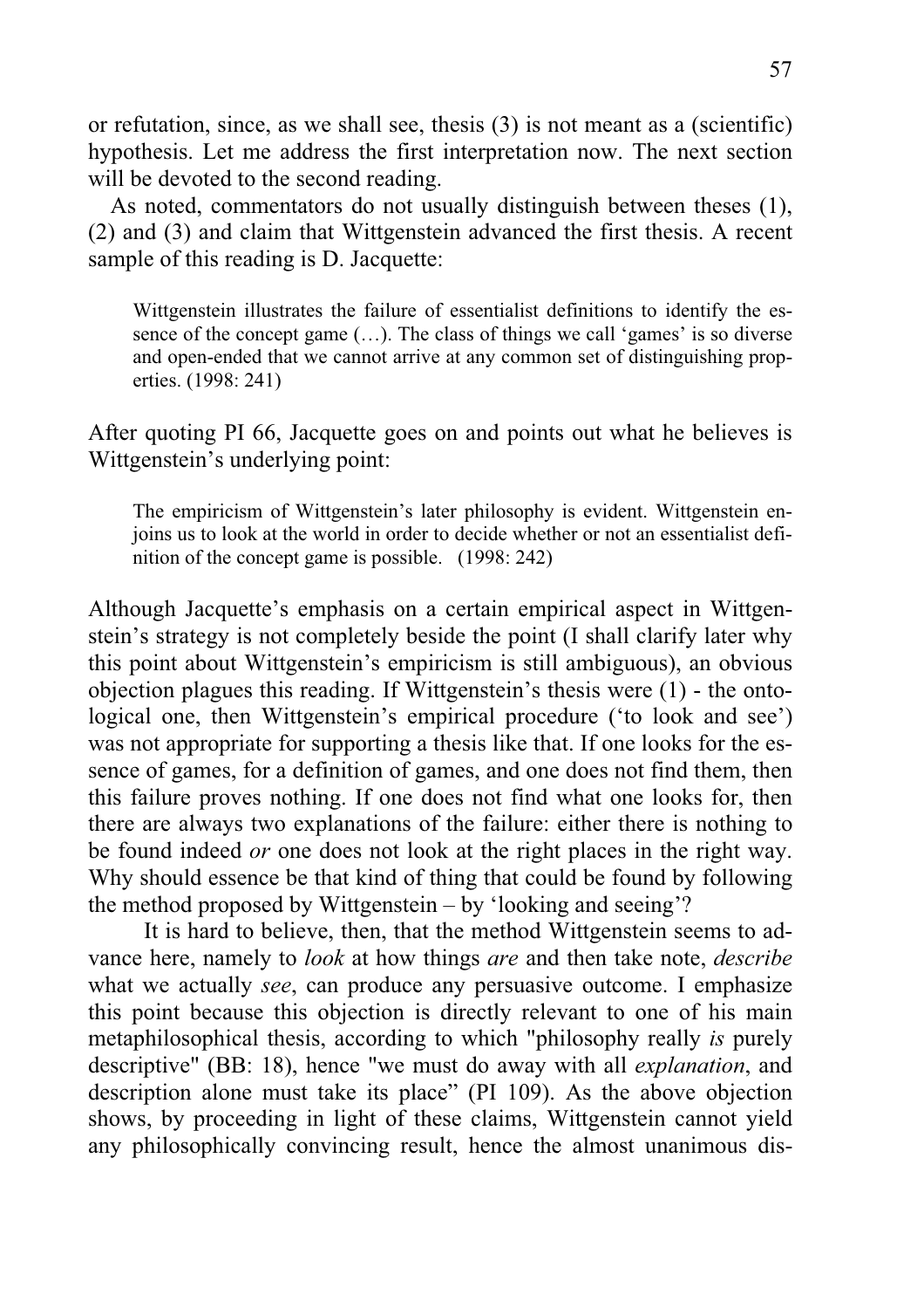or refutation, since, as we shall see, thesis (3) is not meant as a (scientific) hypothesis. Let me address the first interpretation now. The next section will be devoted to the second reading.

As noted, commentators do not usually distinguish between theses (1), (2) and (3) and claim that Wittgenstein advanced the first thesis. A recent sample of this reading is D. Jacquette:

> Wittgenstein illustrates the failure of essentialist definitions to identify the essence of the concept game (…). The class of things we call 'games' is so diverse and open-ended that we cannot arrive at any common set of distinguishing properties. (1998: 241)

After quoting PI 66, Jacquette goes on and points out what he believes is Wittgenstein's underlying point:

> The empiricism of Wittgenstein's later philosophy is evident. Wittgenstein enjoins us to look at the world in order to decide whether or not an essentialist definition of the concept game is possible. (1998: 242)

Although Jacquette's emphasis on a certain empirical aspect in Wittgenstein's strategy is not completely beside the point (I shall clarify later why this point about Wittgenstein's empiricism is still ambiguous), an obvious objection plagues this reading. If Wittgenstein's thesis were (1) - the ontological one, then Wittgenstein's empirical procedure ('to look and see') was not appropriate for supporting a thesis like that. If one looks for the essence of games, for a definition of games, and one does not find them, then this failure proves nothing. If one does not find what one looks for, then there are always two explanations of the failure: either there is nothing to be found indeed *or* one does not look at the right places in the right way. Why should essence be that kind of thing that could be found by following the method proposed by Wittgenstein – by 'looking and seeing'?

It is hard to believe, then, that the method Wittgenstein seems to advance here, namely to *look* at how things *are* and then take note, *describe* what we actually *see*, can produce any persuasive outcome. I emphasize this point because this objection is directly relevant to one of his main metaphilosophical thesis, according to which "philosophy really *is* purely descriptive" (BB: 18), hence "we must do away with all *explanation*, and description alone must take its place" (PI 109). As the above objection shows, by proceeding in light of these claims, Wittgenstein cannot yield any philosophically convincing result, hence the almost unanimous dis-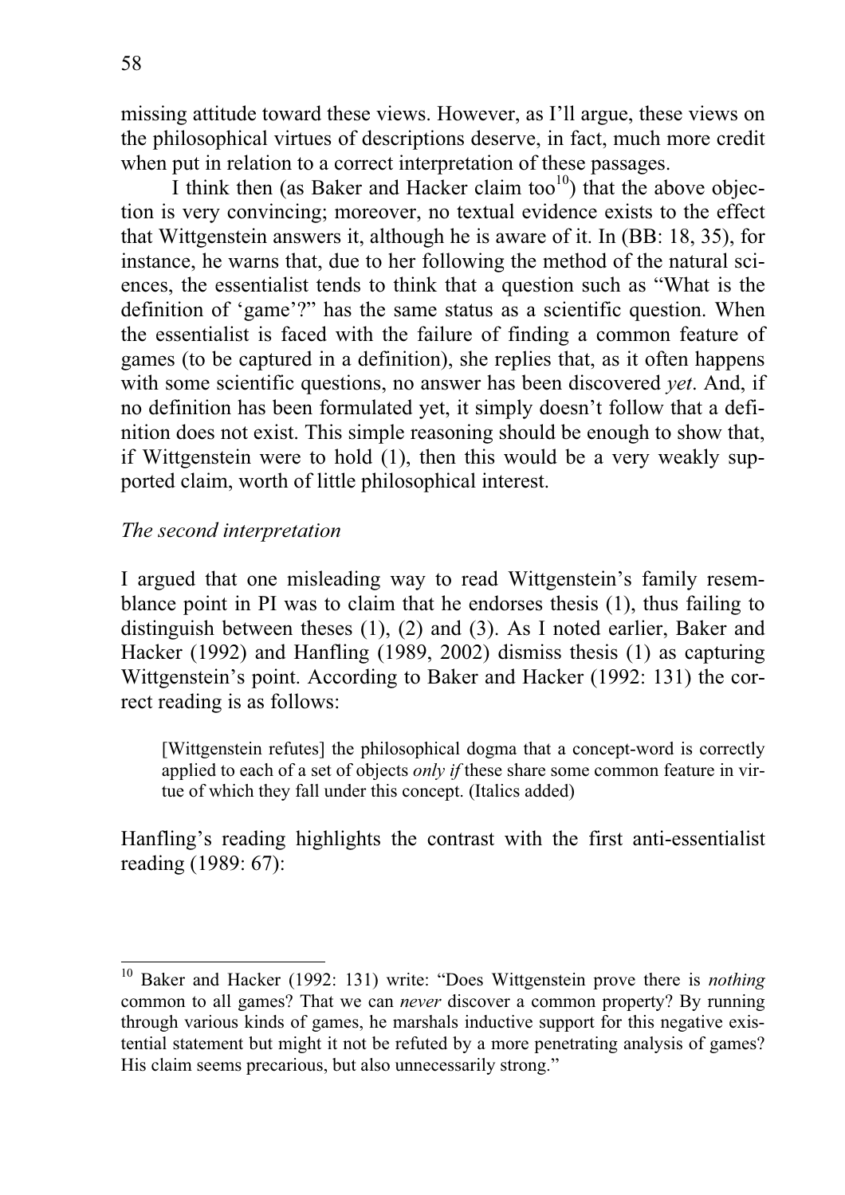missing attitude toward these views. However, as I'll argue, these views on the philosophical virtues of descriptions deserve, in fact, much more credit when put in relation to a correct interpretation of these passages.

I think then (as Baker and Hacker claim too[10]) that the above objection is very convincing; moreover, no textual evidence exists to the effect that Wittgenstein answers it, although he is aware of it. In (BB: 18, 35), for instance, he warns that, due to her following the method of the natural sciences, the essentialist tends to think that a question such as "What is the definition of 'game'?" has the same status as a scientific question. When the essentialist is faced with the failure of finding a common feature of games (to be captured in a definition), she replies that, as it often happens with some scientific questions, no answer has been discovered *yet*. And, if no definition has been formulated yet, it simply doesn't follow that a definition does not exist. This simple reasoning should be enough to show that, if Wittgenstein were to hold (1), then this would be a very weakly supported claim, worth of little philosophical interest.

### *The second interpretation*

I argued that one misleading way to read Wittgenstein's family resemblance point in PI was to claim that he endorses thesis (1), thus failing to distinguish between theses (1), (2) and (3). As I noted earlier, Baker and Hacker (1992) and Hanfling (1989, 2002) dismiss thesis (1) as capturing Wittgenstein's point. According to Baker and Hacker (1992: 131) the correct reading is as follows:

> [Wittgenstein refutes] the philosophical dogma that a concept-word is correctly applied to each of a set of objects *only if* these share some common feature in virtue of which they fall under this concept. (Italics added)

Hanfling's reading highlights the contrast with the first anti-essentialist reading (1989: 67):

---

[10] Baker and Hacker (1992: 131) write: "Does Wittgenstein prove there is *nothing* common to all games? That we can *never* discover a common property? By running through various kinds of games, he marshals inductive support for this negative existential statement but might it not be refuted by a more penetrating analysis of games? His claim seems precarious, but also unnecessarily strong."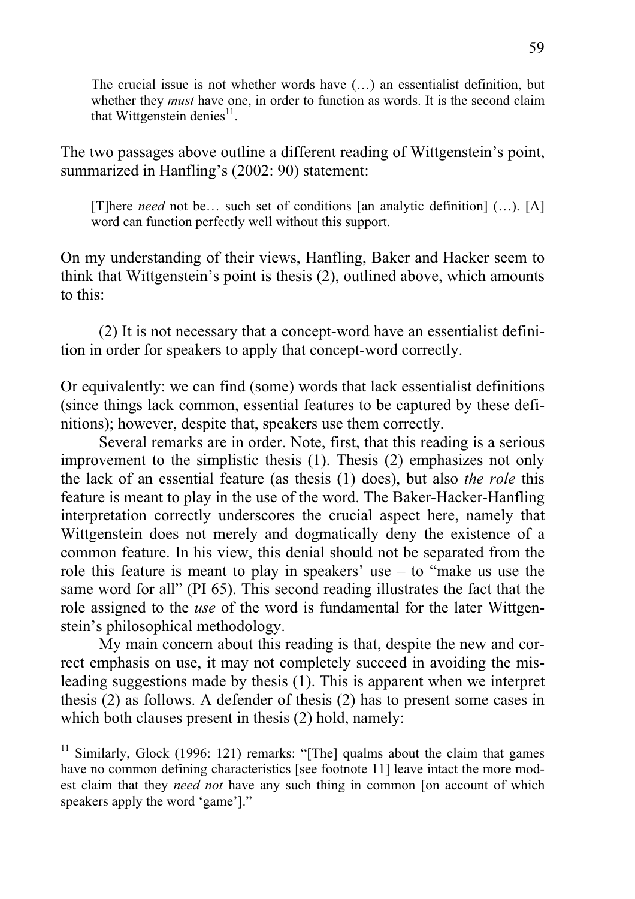> The crucial issue is not whether words have (…) an essentialist definition, but whether they *must* have one, in order to function as words. It is the second claim that Wittgenstein denies[11].

The two passages above outline a different reading of Wittgenstein's point, summarized in Hanfling's (2002: 90) statement:

> [T]here *need* not be… such set of conditions [an analytic definition] (…). [A] word can function perfectly well without this support.

On my understanding of their views, Hanfling, Baker and Hacker seem to think that Wittgenstein's point is thesis (2), outlined above, which amounts to this:

(2) It is not necessary that a concept-word have an essentialist definition in order for speakers to apply that concept-word correctly.

Or equivalently: we can find (some) words that lack essentialist definitions (since things lack common, essential features to be captured by these definitions); however, despite that, speakers use them correctly.

Several remarks are in order. Note, first, that this reading is a serious improvement to the simplistic thesis (1). Thesis (2) emphasizes not only the lack of an essential feature (as thesis (1) does), but also *the role* this feature is meant to play in the use of the word. The Baker-Hacker-Hanfling interpretation correctly underscores the crucial aspect here, namely that Wittgenstein does not merely and dogmatically deny the existence of a common feature. In his view, this denial should not be separated from the role this feature is meant to play in speakers' use – to "make us use the same word for all" (PI 65). This second reading illustrates the fact that the role assigned to the *use* of the word is fundamental for the later Wittgenstein's philosophical methodology.

My main concern about this reading is that, despite the new and correct emphasis on use, it may not completely succeed in avoiding the misleading suggestions made by thesis (1). This is apparent when we interpret thesis (2) as follows. A defender of thesis (2) has to present some cases in which both clauses present in thesis (2) hold, namely:

---

[11] Similarly, Glock (1996: 121) remarks: "[The] qualms about the claim that games have no common defining characteristics [see footnote 11] leave intact the more modest claim that they *need not* have any such thing in common [on account of which speakers apply the word 'game']."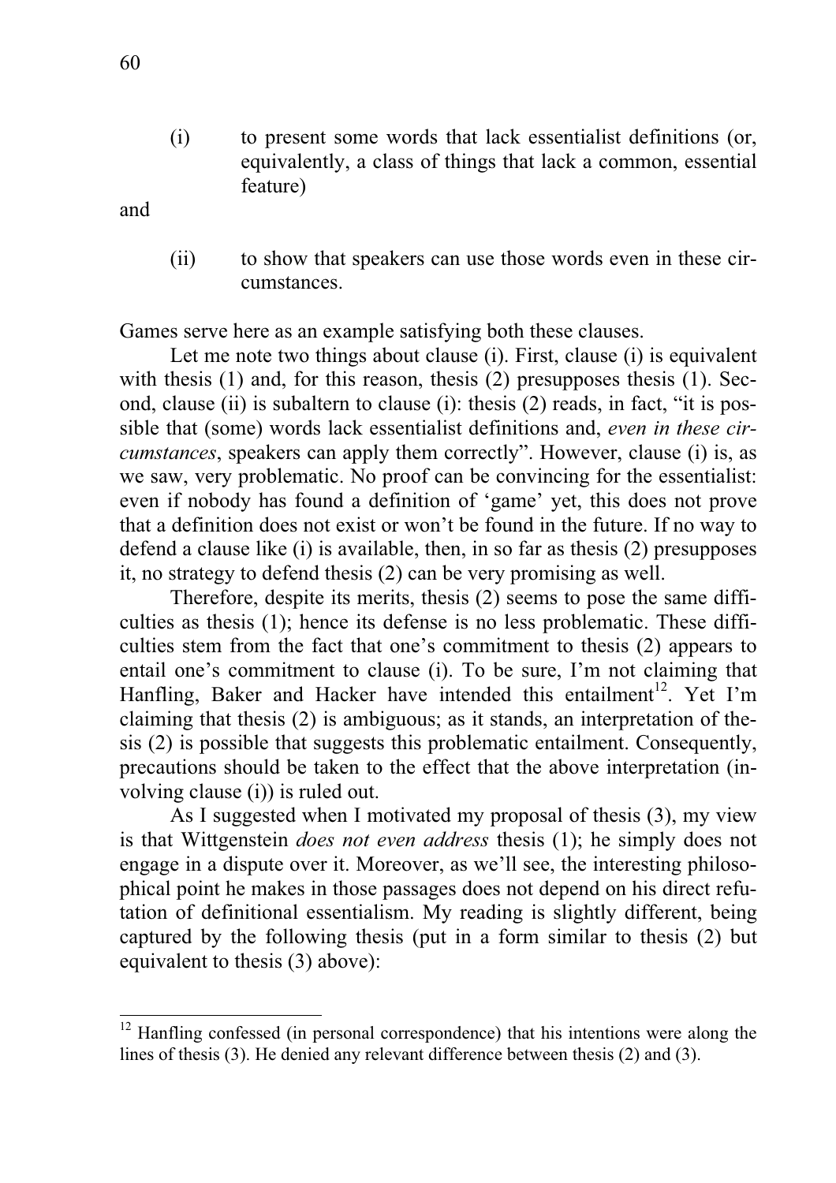(i) to present some words that lack essentialist definitions (or, equivalently, a class of things that lack a common, essential feature)

and

(ii) to show that speakers can use those words even in these circumstances.

Games serve here as an example satisfying both these clauses.

Let me note two things about clause (i). First, clause (i) is equivalent with thesis (1) and, for this reason, thesis (2) presupposes thesis (1). Second, clause (ii) is subaltern to clause (i): thesis (2) reads, in fact, "it is possible that (some) words lack essentialist definitions and, *even in these circumstances*, speakers can apply them correctly". However, clause (i) is, as we saw, very problematic. No proof can be convincing for the essentialist: even if nobody has found a definition of 'game' yet, this does not prove that a definition does not exist or won't be found in the future. If no way to defend a clause like (i) is available, then, in so far as thesis (2) presupposes it, no strategy to defend thesis (2) can be very promising as well.

Therefore, despite its merits, thesis (2) seems to pose the same difficulties as thesis (1); hence its defense is no less problematic. These difficulties stem from the fact that one's commitment to thesis (2) appears to entail one's commitment to clause (i). To be sure, I'm not claiming that Hanfling, Baker and Hacker have intended this entailment[12]. Yet I'm claiming that thesis (2) is ambiguous; as it stands, an interpretation of thesis (2) is possible that suggests this problematic entailment. Consequently, precautions should be taken to the effect that the above interpretation (involving clause (i)) is ruled out.

As I suggested when I motivated my proposal of thesis (3), my view is that Wittgenstein *does not even address* thesis (1); he simply does not engage in a dispute over it. Moreover, as we'll see, the interesting philosophical point he makes in those passages does not depend on his direct refutation of definitional essentialism. My reading is slightly different, being captured by the following thesis (put in a form similar to thesis (2) but equivalent to thesis (3) above):

[12] Hanfling confessed (in personal correspondence) that his intentions were along the lines of thesis (3). He denied any relevant difference between thesis (2) and (3).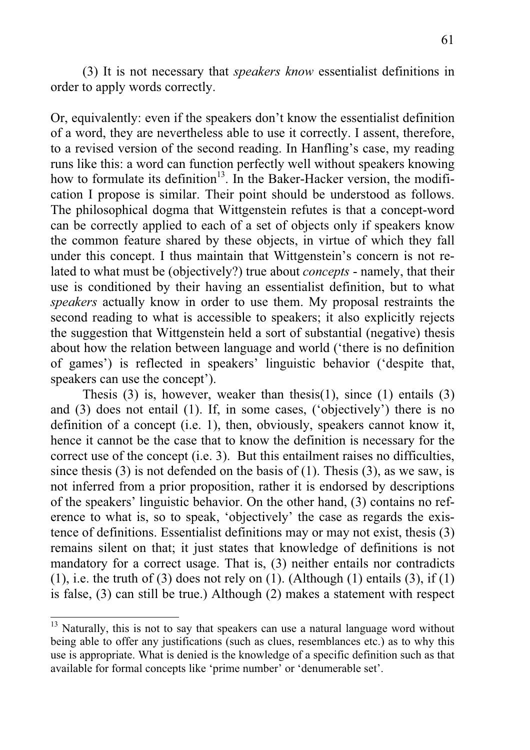(3) It is not necessary that *speakers know* essentialist definitions in order to apply words correctly.

Or, equivalently: even if the speakers don't know the essentialist definition of a word, they are nevertheless able to use it correctly. I assent, therefore, to a revised version of the second reading. In Hanfling's case, my reading runs like this: a word can function perfectly well without speakers knowing how to formulate its definition[13]. In the Baker-Hacker version, the modification I propose is similar. Their point should be understood as follows. The philosophical dogma that Wittgenstein refutes is that a concept-word can be correctly applied to each of a set of objects only if speakers know the common feature shared by these objects, in virtue of which they fall under this concept. I thus maintain that Wittgenstein's concern is not related to what must be (objectively?) true about *concepts* - namely, that their use is conditioned by their having an essentialist definition, but to what *speakers* actually know in order to use them. My proposal restraints the second reading to what is accessible to speakers; it also explicitly rejects the suggestion that Wittgenstein held a sort of substantial (negative) thesis about how the relation between language and world ('there is no definition of games') is reflected in speakers' linguistic behavior ('despite that, speakers can use the concept').

Thesis (3) is, however, weaker than thesis(1), since (1) entails (3) and (3) does not entail (1). If, in some cases, ('objectively') there is no definition of a concept (i.e. 1), then, obviously, speakers cannot know it, hence it cannot be the case that to know the definition is necessary for the correct use of the concept (i.e. 3). But this entailment raises no difficulties, since thesis (3) is not defended on the basis of (1). Thesis (3), as we saw, is not inferred from a prior proposition, rather it is endorsed by descriptions of the speakers' linguistic behavior. On the other hand, (3) contains no reference to what is, so to speak, 'objectively' the case as regards the existence of definitions. Essentialist definitions may or may not exist, thesis (3) remains silent on that; it just states that knowledge of definitions is not mandatory for a correct usage. That is, (3) neither entails nor contradicts (1), i.e. the truth of (3) does not rely on (1). (Although (1) entails (3), if (1) is false, (3) can still be true.) Although (2) makes a statement with respect

---

[13] Naturally, this is not to say that speakers can use a natural language word without being able to offer any justifications (such as clues, resemblances etc.) as to why this use is appropriate. What is denied is the knowledge of a specific definition such as that available for formal concepts like 'prime number' or 'denumerable set'.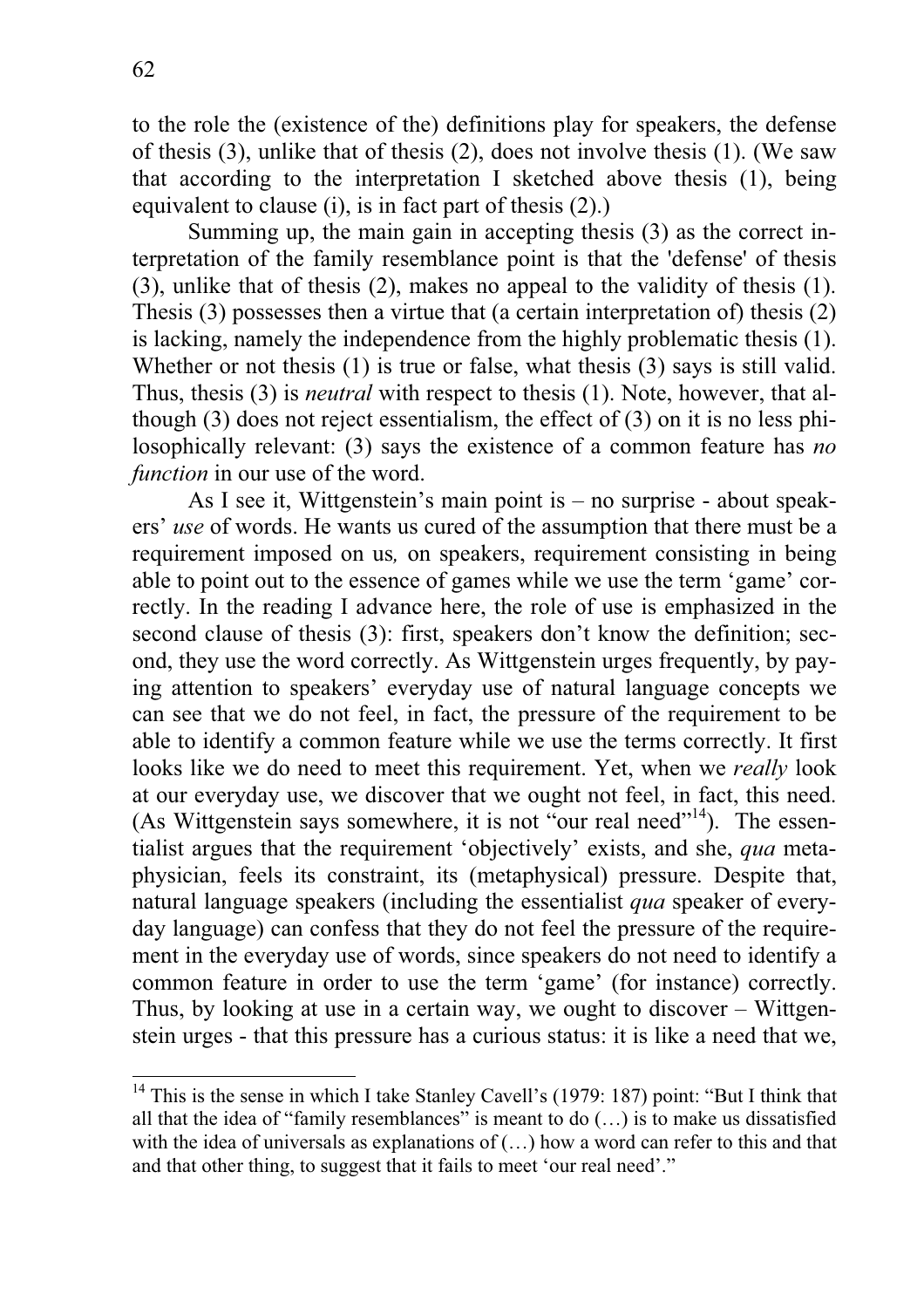to the role the (existence of the) definitions play for speakers, the defense of thesis (3), unlike that of thesis (2), does not involve thesis (1). (We saw that according to the interpretation I sketched above thesis (1), being equivalent to clause (i), is in fact part of thesis (2).)

Summing up, the main gain in accepting thesis (3) as the correct interpretation of the family resemblance point is that the 'defense' of thesis (3), unlike that of thesis (2), makes no appeal to the validity of thesis (1). Thesis (3) possesses then a virtue that (a certain interpretation of) thesis (2) is lacking, namely the independence from the highly problematic thesis (1). Whether or not thesis (1) is true or false, what thesis (3) says is still valid. Thus, thesis (3) is *neutral* with respect to thesis (1). Note, however, that although (3) does not reject essentialism, the effect of (3) on it is no less philosophically relevant: (3) says the existence of a common feature has *no function* in our use of the word.

As I see it, Wittgenstein's main point is – no surprise - about speakers' *use* of words. He wants us cured of the assumption that there must be a requirement imposed on us*,* on speakers, requirement consisting in being able to point out to the essence of games while we use the term 'game' correctly. In the reading I advance here, the role of use is emphasized in the second clause of thesis (3): first, speakers don't know the definition; second, they use the word correctly. As Wittgenstein urges frequently, by paying attention to speakers' everyday use of natural language concepts we can see that we do not feel, in fact, the pressure of the requirement to be able to identify a common feature while we use the terms correctly. It first looks like we do need to meet this requirement. Yet, when we *really* look at our everyday use, we discover that we ought not feel, in fact, this need. (As Wittgenstein says somewhere, it is not "our real need"[14]). The essentialist argues that the requirement 'objectively' exists, and she, *qua* metaphysician, feels its constraint, its (metaphysical) pressure. Despite that, natural language speakers (including the essentialist *qua* speaker of everyday language) can confess that they do not feel the pressure of the requirement in the everyday use of words, since speakers do not need to identify a common feature in order to use the term 'game' (for instance) correctly. Thus, by looking at use in a certain way, we ought to discover – Wittgenstein urges - that this pressure has a curious status: it is like a need that we,

[14] This is the sense in which I take Stanley Cavell's (1979: 187) point: "But I think that all that the idea of "family resemblances" is meant to do (…) is to make us dissatisfied with the idea of universals as explanations of (…) how a word can refer to this and that and that other thing, to suggest that it fails to meet 'our real need'."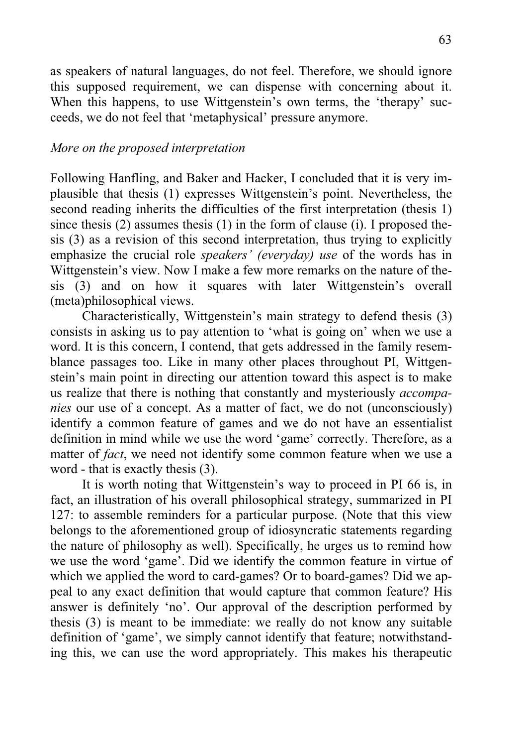as speakers of natural languages, do not feel. Therefore, we should ignore this supposed requirement, we can dispense with concerning about it. When this happens, to use Wittgenstein's own terms, the 'therapy' succeeds, we do not feel that 'metaphysical' pressure anymore.

*More on the proposed interpretation*

Following Hanfling, and Baker and Hacker, I concluded that it is very implausible that thesis (1) expresses Wittgenstein's point. Nevertheless, the second reading inherits the difficulties of the first interpretation (thesis 1) since thesis (2) assumes thesis (1) in the form of clause (i). I proposed thesis (3) as a revision of this second interpretation, thus trying to explicitly emphasize the crucial role *speakers' (everyday) use* of the words has in Wittgenstein's view. Now I make a few more remarks on the nature of thesis (3) and on how it squares with later Wittgenstein's overall (meta)philosophical views.

Characteristically, Wittgenstein's main strategy to defend thesis (3) consists in asking us to pay attention to 'what is going on' when we use a word. It is this concern, I contend, that gets addressed in the family resemblance passages too. Like in many other places throughout PI, Wittgenstein's main point in directing our attention toward this aspect is to make us realize that there is nothing that constantly and mysteriously *accompanies* our use of a concept. As a matter of fact, we do not (unconsciously) identify a common feature of games and we do not have an essentialist definition in mind while we use the word 'game' correctly. Therefore, as a matter of *fact*, we need not identify some common feature when we use a word - that is exactly thesis (3).

It is worth noting that Wittgenstein's way to proceed in PI 66 is, in fact, an illustration of his overall philosophical strategy, summarized in PI 127: to assemble reminders for a particular purpose. (Note that this view belongs to the aforementioned group of idiosyncratic statements regarding the nature of philosophy as well). Specifically, he urges us to remind how we use the word 'game'. Did we identify the common feature in virtue of which we applied the word to card-games? Or to board-games? Did we appeal to any exact definition that would capture that common feature? His answer is definitely 'no'. Our approval of the description performed by thesis (3) is meant to be immediate: we really do not know any suitable definition of 'game', we simply cannot identify that feature; notwithstanding this, we can use the word appropriately. This makes his therapeutic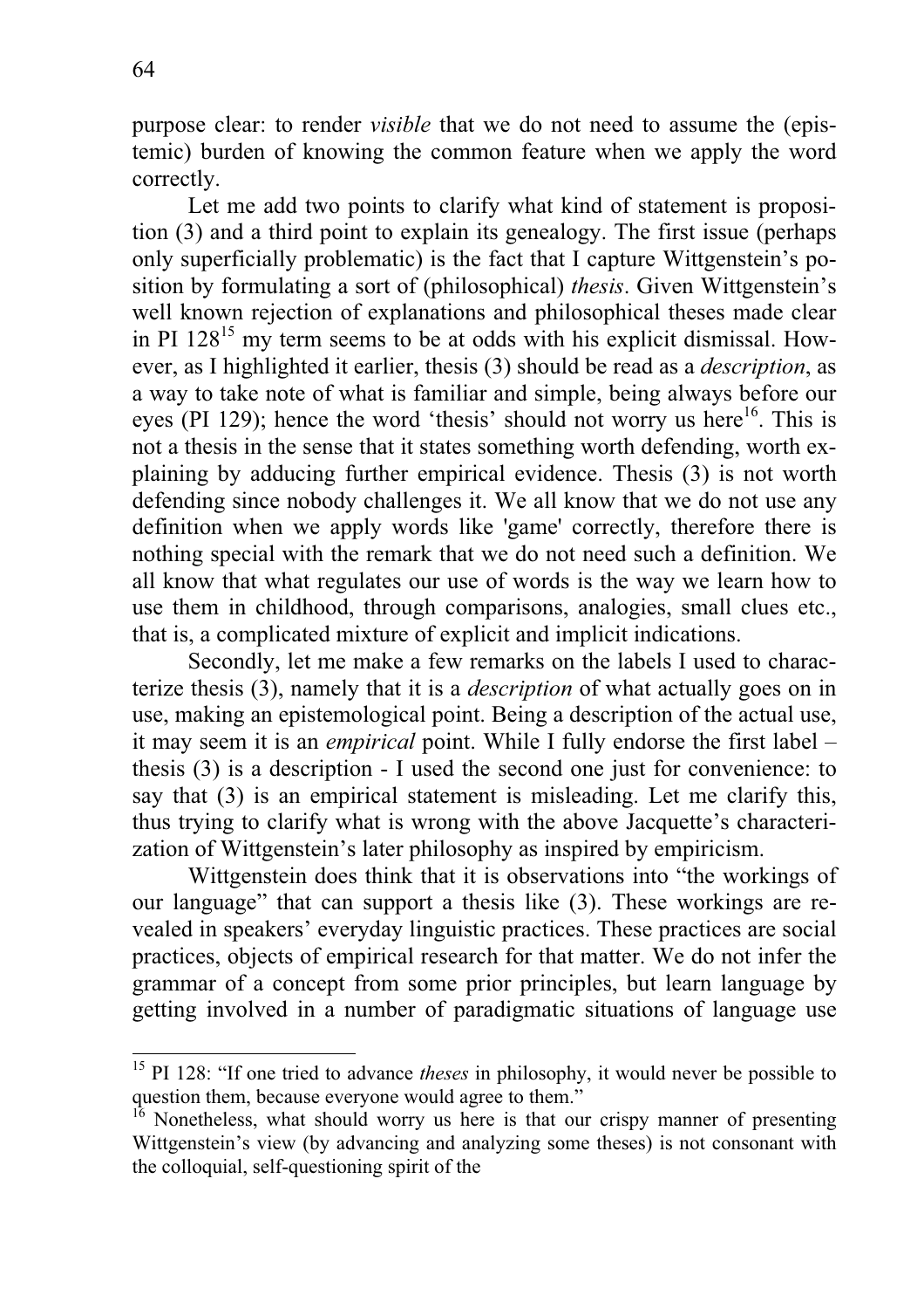purpose clear: to render *visible* that we do not need to assume the (epistemic) burden of knowing the common feature when we apply the word correctly.

Let me add two points to clarify what kind of statement is proposition (3) and a third point to explain its genealogy. The first issue (perhaps only superficially problematic) is the fact that I capture Wittgenstein's position by formulating a sort of (philosophical) *thesis*. Given Wittgenstein's well known rejection of explanations and philosophical theses made clear in PI 128[15] my term seems to be at odds with his explicit dismissal. However, as I highlighted it earlier, thesis (3) should be read as a *description*, as a way to take note of what is familiar and simple, being always before our eyes (PI 129); hence the word 'thesis' should not worry us here[16]. This is not a thesis in the sense that it states something worth defending, worth explaining by adducing further empirical evidence. Thesis (3) is not worth defending since nobody challenges it. We all know that we do not use any definition when we apply words like 'game' correctly, therefore there is nothing special with the remark that we do not need such a definition. We all know that what regulates our use of words is the way we learn how to use them in childhood, through comparisons, analogies, small clues etc., that is, a complicated mixture of explicit and implicit indications.

Secondly, let me make a few remarks on the labels I used to characterize thesis (3), namely that it is a *description* of what actually goes on in use, making an epistemological point. Being a description of the actual use, it may seem it is an *empirical* point. While I fully endorse the first label – thesis (3) is a description - I used the second one just for convenience: to say that (3) is an empirical statement is misleading. Let me clarify this, thus trying to clarify what is wrong with the above Jacquette's characterization of Wittgenstein's later philosophy as inspired by empiricism.

Wittgenstein does think that it is observations into "the workings of our language" that can support a thesis like (3). These workings are revealed in speakers' everyday linguistic practices. These practices are social practices, objects of empirical research for that matter. We do not infer the grammar of a concept from some prior principles, but learn language by getting involved in a number of paradigmatic situations of language use

---

[15] PI 128: "If one tried to advance *theses* in philosophy, it would never be possible to question them, because everyone would agree to them."

[16] Nonetheless, what should worry us here is that our crispy manner of presenting Wittgenstein's view (by advancing and analyzing some theses) is not consonant with the colloquial, self-questioning spirit of the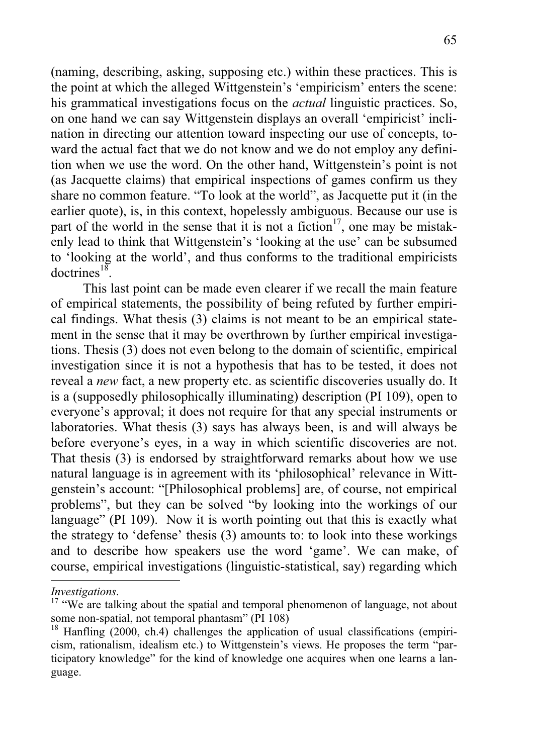(naming, describing, asking, supposing etc.) within these practices. This is the point at which the alleged Wittgenstein's 'empiricism' enters the scene: his grammatical investigations focus on the *actual* linguistic practices. So, on one hand we can say Wittgenstein displays an overall 'empiricist' inclination in directing our attention toward inspecting our use of concepts, toward the actual fact that we do not know and we do not employ any definition when we use the word. On the other hand, Wittgenstein's point is not (as Jacquette claims) that empirical inspections of games confirm us they share no common feature. "To look at the world", as Jacquette put it (in the earlier quote), is, in this context, hopelessly ambiguous. Because our use is part of the world in the sense that it is not a fiction[17], one may be mistakenly lead to think that Wittgenstein's 'looking at the use' can be subsumed to 'looking at the world', and thus conforms to the traditional empiricists doctrines[18].

This last point can be made even clearer if we recall the main feature of empirical statements, the possibility of being refuted by further empirical findings. What thesis (3) claims is not meant to be an empirical statement in the sense that it may be overthrown by further empirical investigations. Thesis (3) does not even belong to the domain of scientific, empirical investigation since it is not a hypothesis that has to be tested, it does not reveal a *new* fact, a new property etc. as scientific discoveries usually do. It is a (supposedly philosophically illuminating) description (PI 109), open to everyone's approval; it does not require for that any special instruments or laboratories. What thesis (3) says has always been, is and will always be before everyone's eyes, in a way in which scientific discoveries are not. That thesis (3) is endorsed by straightforward remarks about how we use natural language is in agreement with its 'philosophical' relevance in Wittgenstein's account: "[Philosophical problems] are, of course, not empirical problems", but they can be solved "by looking into the workings of our language" (PI 109). Now it is worth pointing out that this is exactly what the strategy to 'defense' thesis (3) amounts to: to look into these workings and to describe how speakers use the word 'game'. We can make, of course, empirical investigations (linguistic-statistical, say) regarding which

---

*Investigations*.

[17] "We are talking about the spatial and temporal phenomenon of language, not about some non-spatial, not temporal phantasm" (PI 108)

[18] Hanfling (2000, ch.4) challenges the application of usual classifications (empiricism, rationalism, idealism etc.) to Wittgenstein's views. He proposes the term "participatory knowledge" for the kind of knowledge one acquires when one learns a language.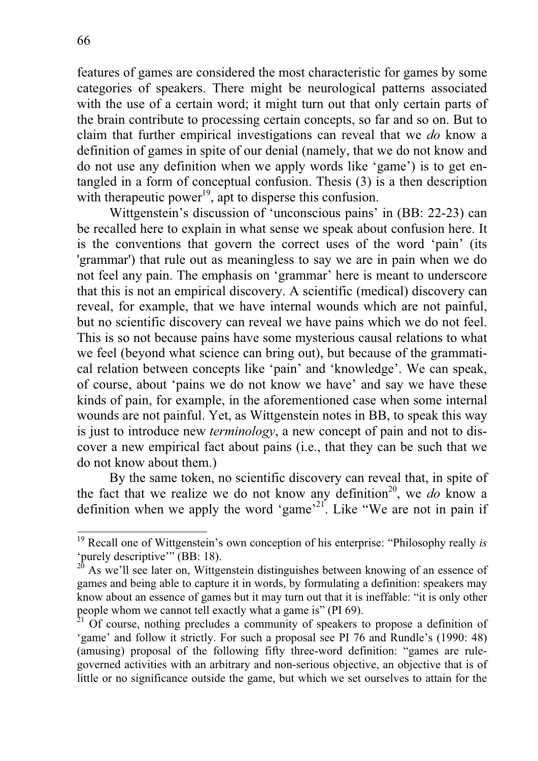features of games are considered the most characteristic for games by some categories of speakers. There might be neurological patterns associated with the use of a certain word; it might turn out that only certain parts of the brain contribute to processing certain concepts, so far and so on. But to claim that further empirical investigations can reveal that we *do* know a definition of games in spite of our denial (namely, that we do not know and do not use any definition when we apply words like 'game') is to get entangled in a form of conceptual confusion. Thesis (3) is a then description with therapeutic power[19], apt to disperse this confusion.

Wittgenstein's discussion of 'unconscious pains' in (BB: 22-23) can be recalled here to explain in what sense we speak about confusion here. It is the conventions that govern the correct uses of the word 'pain' (its 'grammar') that rule out as meaningless to say we are in pain when we do not feel any pain. The emphasis on 'grammar' here is meant to underscore that this is not an empirical discovery. A scientific (medical) discovery can reveal, for example, that we have internal wounds which are not painful, but no scientific discovery can reveal we have pains which we do not feel. This is so not because pains have some mysterious causal relations to what we feel (beyond what science can bring out), but because of the grammatical relation between concepts like 'pain' and 'knowledge'. We can speak, of course, about 'pains we do not know we have' and say we have these kinds of pain, for example, in the aforementioned case when some internal wounds are not painful. Yet, as Wittgenstein notes in BB, to speak this way is just to introduce new *terminology*, a new concept of pain and not to discover a new empirical fact about pains (i.e., that they can be such that we do not know about them.)

By the same token, no scientific discovery can reveal that, in spite of the fact that we realize we do not know any definition[20], we *do* know a definition when we apply the word 'game'[21]. Like "We are not in pain if

---

[19] Recall one of Wittgenstein's own conception of his enterprise: "Philosophy really *is* 'purely descriptive'" (BB: 18).

[20] As we'll see later on, Wittgenstein distinguishes between knowing of an essence of games and being able to capture it in words, by formulating a definition: speakers may know about an essence of games but it may turn out that it is ineffable: "it is only other people whom we cannot tell exactly what a game is" (PI 69).

[21] Of course, nothing precludes a community of speakers to propose a definition of 'game' and follow it strictly. For such a proposal see PI 76 and Rundle's (1990: 48) (amusing) proposal of the following fifty three-word definition: "games are rule-governed activities with an arbitrary and non-serious objective, an objective that is of little or no significance outside the game, but which we set ourselves to attain for the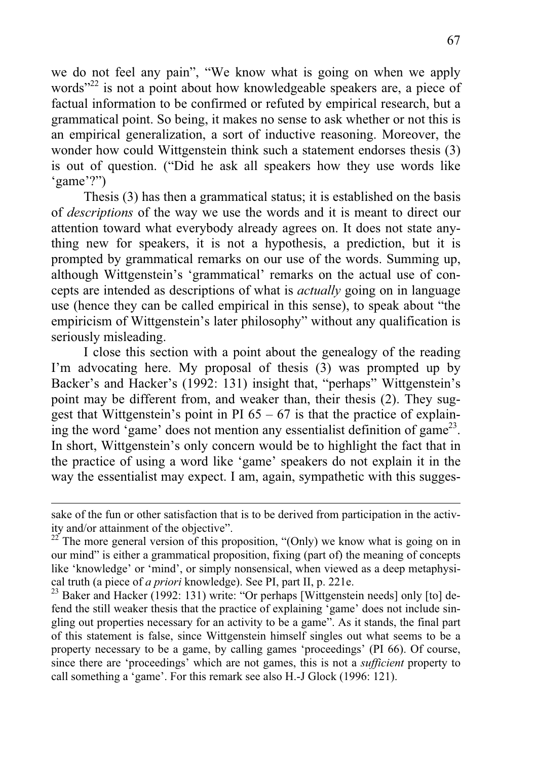we do not feel any pain", "We know what is going on when we apply words"[22] is not a point about how knowledgeable speakers are, a piece of factual information to be confirmed or refuted by empirical research, but a grammatical point. So being, it makes no sense to ask whether or not this is an empirical generalization, a sort of inductive reasoning. Moreover, the wonder how could Wittgenstein think such a statement endorses thesis (3) is out of question. ("Did he ask all speakers how they use words like 'game'?")

Thesis (3) has then a grammatical status; it is established on the basis of *descriptions* of the way we use the words and it is meant to direct our attention toward what everybody already agrees on. It does not state anything new for speakers, it is not a hypothesis, a prediction, but it is prompted by grammatical remarks on our use of the words. Summing up, although Wittgenstein's 'grammatical' remarks on the actual use of concepts are intended as descriptions of what is *actually* going on in language use (hence they can be called empirical in this sense), to speak about "the empiricism of Wittgenstein's later philosophy" without any qualification is seriously misleading.

I close this section with a point about the genealogy of the reading I'm advocating here. My proposal of thesis (3) was prompted up by Backer's and Hacker's (1992: 131) insight that, "perhaps" Wittgenstein's point may be different from, and weaker than, their thesis (2). They suggest that Wittgenstein's point in PI 65 – 67 is that the practice of explaining the word 'game' does not mention any essentialist definition of game[23]. In short, Wittgenstein's only concern would be to highlight the fact that in the practice of using a word like 'game' speakers do not explain it in the way the essentialist may expect. I am, again, sympathetic with this sugges-

---

sake of the fun or other satisfaction that is to be derived from participation in the activity and/or attainment of the objective".

[22] The more general version of this proposition, "(Only) we know what is going on in our mind" is either a grammatical proposition, fixing (part of) the meaning of concepts like 'knowledge' or 'mind', or simply nonsensical, when viewed as a deep metaphysical truth (a piece of *a priori* knowledge). See PI, part II, p. 221e.

[23] Baker and Hacker (1992: 131) write: "Or perhaps [Wittgenstein needs] only [to] defend the still weaker thesis that the practice of explaining 'game' does not include singling out properties necessary for an activity to be a game". As it stands, the final part of this statement is false, since Wittgenstein himself singles out what seems to be a property necessary to be a game, by calling games 'proceedings' (PI 66). Of course, since there are 'proceedings' which are not games, this is not a *sufficient* property to call something a 'game'. For this remark see also H.-J Glock (1996: 121).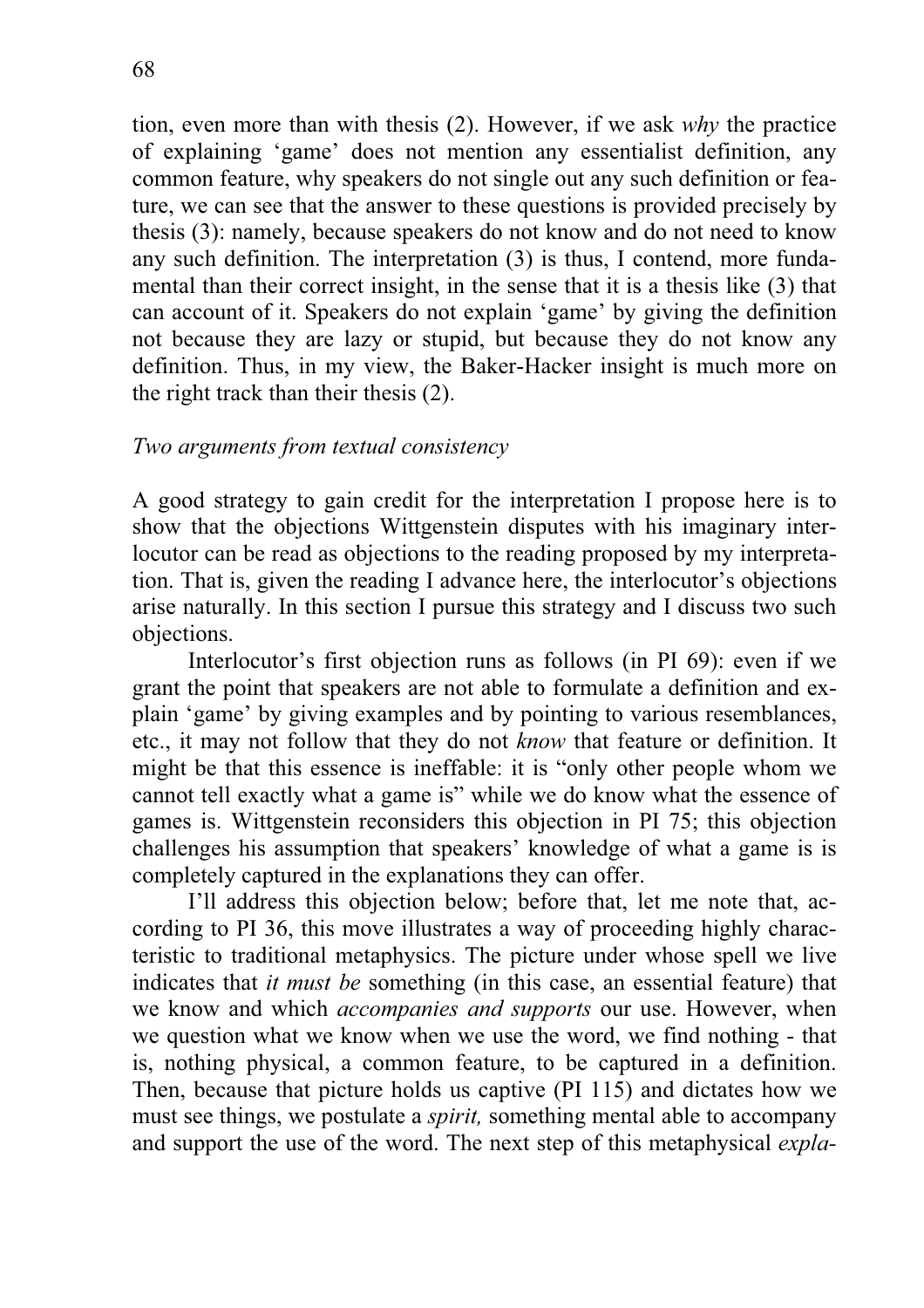tion, even more than with thesis (2). However, if we ask *why* the practice of explaining 'game' does not mention any essentialist definition, any common feature, why speakers do not single out any such definition or feature, we can see that the answer to these questions is provided precisely by thesis (3): namely, because speakers do not know and do not need to know any such definition. The interpretation (3) is thus, I contend, more fundamental than their correct insight, in the sense that it is a thesis like (3) that can account of it. Speakers do not explain 'game' by giving the definition not because they are lazy or stupid, but because they do not know any definition. Thus, in my view, the Baker-Hacker insight is much more on the right track than their thesis (2).

*Two arguments from textual consistency*

A good strategy to gain credit for the interpretation I propose here is to show that the objections Wittgenstein disputes with his imaginary interlocutor can be read as objections to the reading proposed by my interpretation. That is, given the reading I advance here, the interlocutor's objections arise naturally. In this section I pursue this strategy and I discuss two such objections.

Interlocutor's first objection runs as follows (in PI 69): even if we grant the point that speakers are not able to formulate a definition and explain 'game' by giving examples and by pointing to various resemblances, etc., it may not follow that they do not *know* that feature or definition. It might be that this essence is ineffable: it is "only other people whom we cannot tell exactly what a game is" while we do know what the essence of games is. Wittgenstein reconsiders this objection in PI 75; this objection challenges his assumption that speakers' knowledge of what a game is is completely captured in the explanations they can offer.

I'll address this objection below; before that, let me note that, according to PI 36, this move illustrates a way of proceeding highly characteristic to traditional metaphysics. The picture under whose spell we live indicates that *it must be* something (in this case, an essential feature) that we know and which *accompanies and supports* our use. However, when we question what we know when we use the word, we find nothing - that is, nothing physical, a common feature, to be captured in a definition. Then, because that picture holds us captive (PI 115) and dictates how we must see things, we postulate a *spirit,* something mental able to accompany and support the use of the word. The next step of this metaphysical *expla-*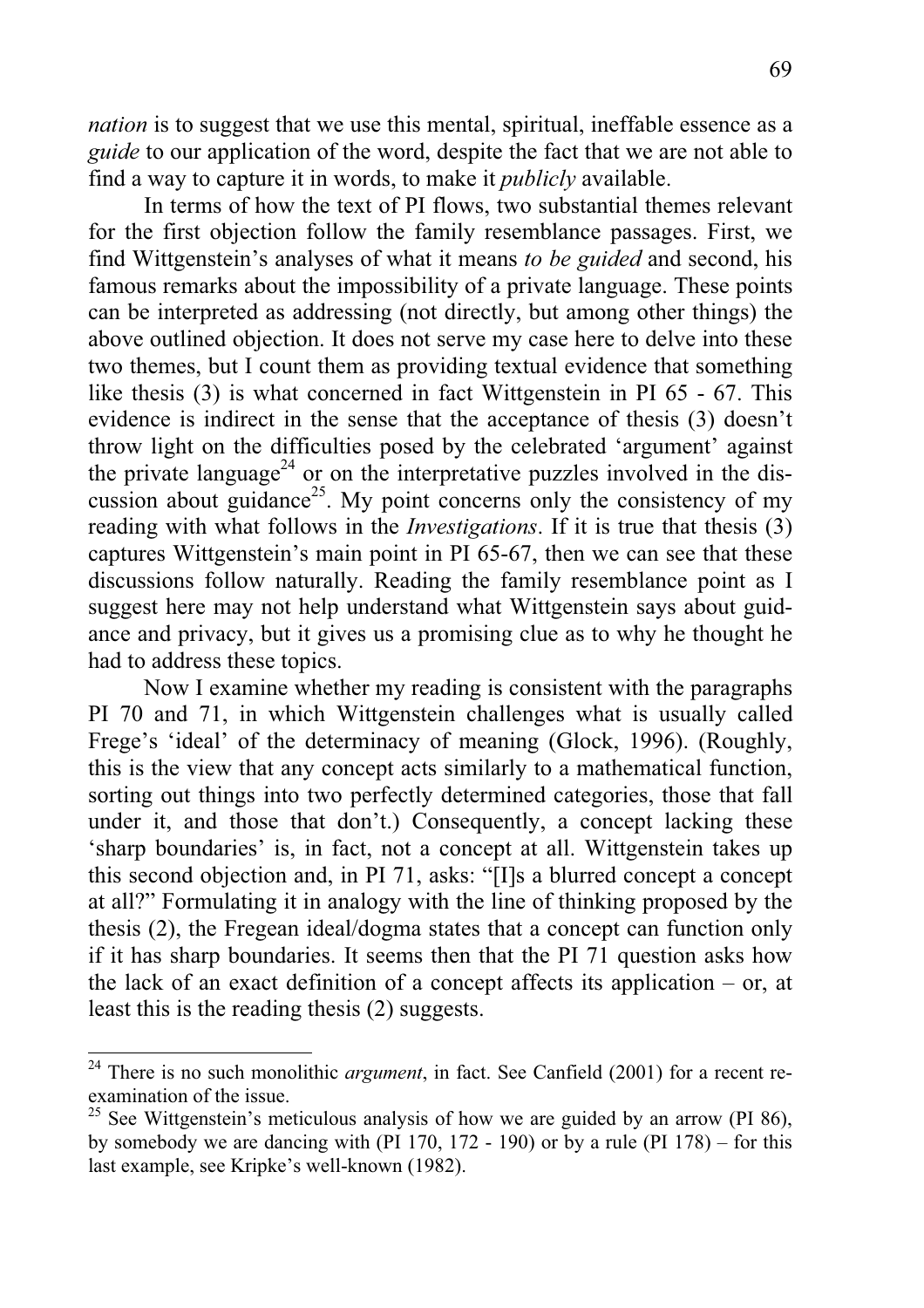*nation* is to suggest that we use this mental, spiritual, ineffable essence as a *guide* to our application of the word, despite the fact that we are not able to find a way to capture it in words, to make it *publicly* available.

In terms of how the text of PI flows, two substantial themes relevant for the first objection follow the family resemblance passages. First, we find Wittgenstein's analyses of what it means *to be guided* and second, his famous remarks about the impossibility of a private language. These points can be interpreted as addressing (not directly, but among other things) the above outlined objection. It does not serve my case here to delve into these two themes, but I count them as providing textual evidence that something like thesis (3) is what concerned in fact Wittgenstein in PI 65 - 67. This evidence is indirect in the sense that the acceptance of thesis (3) doesn't throw light on the difficulties posed by the celebrated 'argument' against the private language[24] or on the interpretative puzzles involved in the discussion about guidance[25]. My point concerns only the consistency of my reading with what follows in the *Investigations*. If it is true that thesis (3) captures Wittgenstein's main point in PI 65-67, then we can see that these discussions follow naturally. Reading the family resemblance point as I suggest here may not help understand what Wittgenstein says about guidance and privacy, but it gives us a promising clue as to why he thought he had to address these topics.

Now I examine whether my reading is consistent with the paragraphs PI 70 and 71, in which Wittgenstein challenges what is usually called Frege's 'ideal' of the determinacy of meaning (Glock, 1996). (Roughly, this is the view that any concept acts similarly to a mathematical function, sorting out things into two perfectly determined categories, those that fall under it, and those that don't.) Consequently, a concept lacking these 'sharp boundaries' is, in fact, not a concept at all. Wittgenstein takes up this second objection and, in PI 71, asks: "[I]s a blurred concept a concept at all?" Formulating it in analogy with the line of thinking proposed by the thesis (2), the Fregean ideal/dogma states that a concept can function only if it has sharp boundaries. It seems then that the PI 71 question asks how the lack of an exact definition of a concept affects its application – or, at least this is the reading thesis (2) suggests.

---

[24] There is no such monolithic *argument*, in fact. See Canfield (2001) for a recent re-examination of the issue.

[25] See Wittgenstein's meticulous analysis of how we are guided by an arrow (PI 86), by somebody we are dancing with (PI 170, 172 - 190) or by a rule (PI 178) – for this last example, see Kripke's well-known (1982).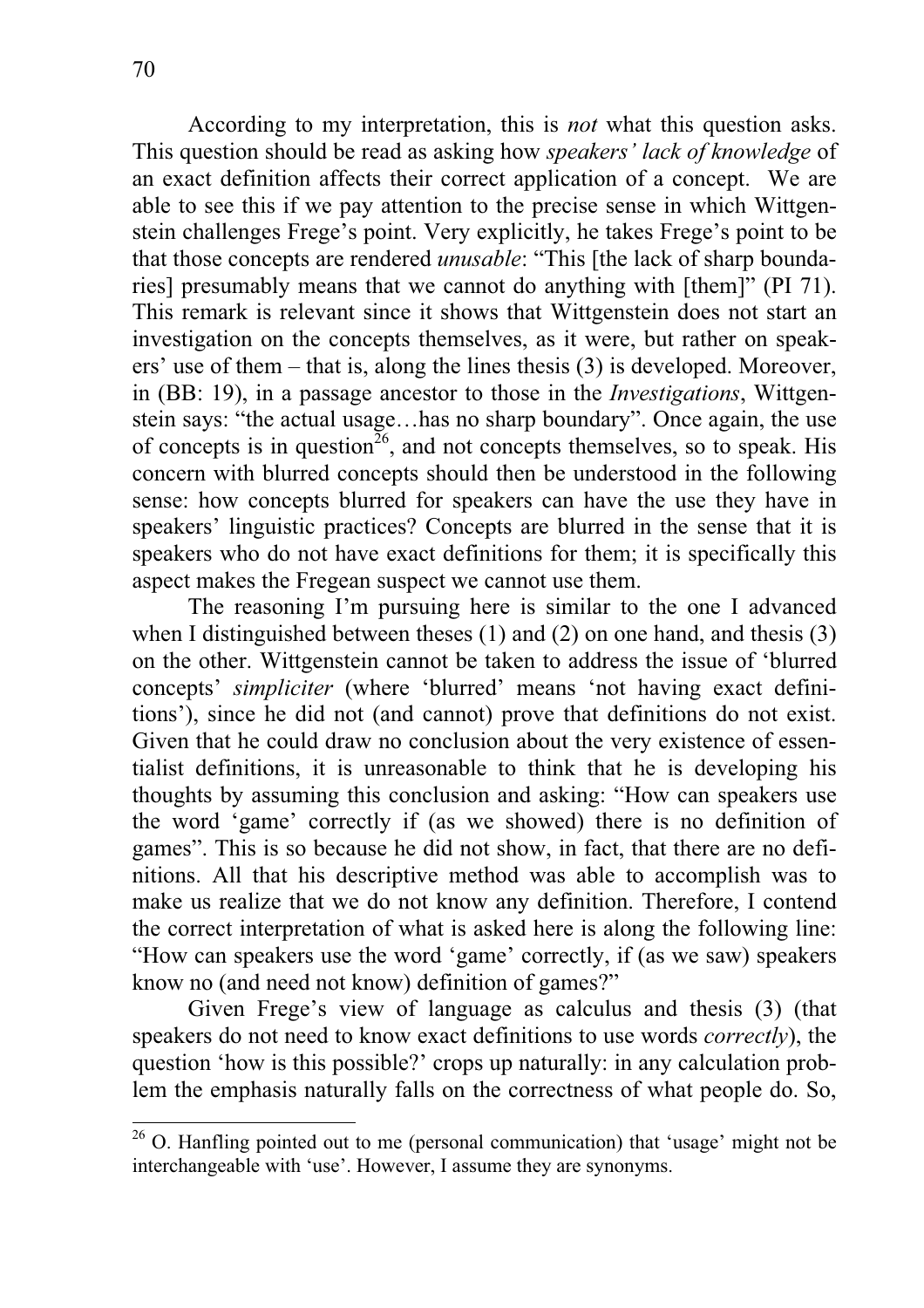According to my interpretation, this is *not* what this question asks. This question should be read as asking how *speakers' lack of knowledge* of an exact definition affects their correct application of a concept. We are able to see this if we pay attention to the precise sense in which Wittgenstein challenges Frege's point. Very explicitly, he takes Frege's point to be that those concepts are rendered *unusable*: "This [the lack of sharp boundaries] presumably means that we cannot do anything with [them]" (PI 71). This remark is relevant since it shows that Wittgenstein does not start an investigation on the concepts themselves, as it were, but rather on speakers' use of them – that is, along the lines thesis (3) is developed. Moreover, in (BB: 19), in a passage ancestor to those in the *Investigations*, Wittgenstein says: "the actual usage…has no sharp boundary". Once again, the use of concepts is in question[26], and not concepts themselves, so to speak. His concern with blurred concepts should then be understood in the following sense: how concepts blurred for speakers can have the use they have in speakers' linguistic practices? Concepts are blurred in the sense that it is speakers who do not have exact definitions for them; it is specifically this aspect makes the Fregean suspect we cannot use them.

The reasoning I'm pursuing here is similar to the one I advanced when I distinguished between theses (1) and (2) on one hand, and thesis (3) on the other. Wittgenstein cannot be taken to address the issue of 'blurred concepts' *simpliciter* (where 'blurred' means 'not having exact definitions'), since he did not (and cannot) prove that definitions do not exist. Given that he could draw no conclusion about the very existence of essentialist definitions, it is unreasonable to think that he is developing his thoughts by assuming this conclusion and asking: "How can speakers use the word 'game' correctly if (as we showed) there is no definition of games". This is so because he did not show, in fact, that there are no definitions. All that his descriptive method was able to accomplish was to make us realize that we do not know any definition. Therefore, I contend the correct interpretation of what is asked here is along the following line: "How can speakers use the word 'game' correctly, if (as we saw) speakers know no (and need not know) definition of games?"

Given Frege's view of language as calculus and thesis (3) (that speakers do not need to know exact definitions to use words *correctly*), the question 'how is this possible?' crops up naturally: in any calculation problem the emphasis naturally falls on the correctness of what people do. So,

[26] O. Hanfling pointed out to me (personal communication) that 'usage' might not be interchangeable with 'use'. However, I assume they are synonyms.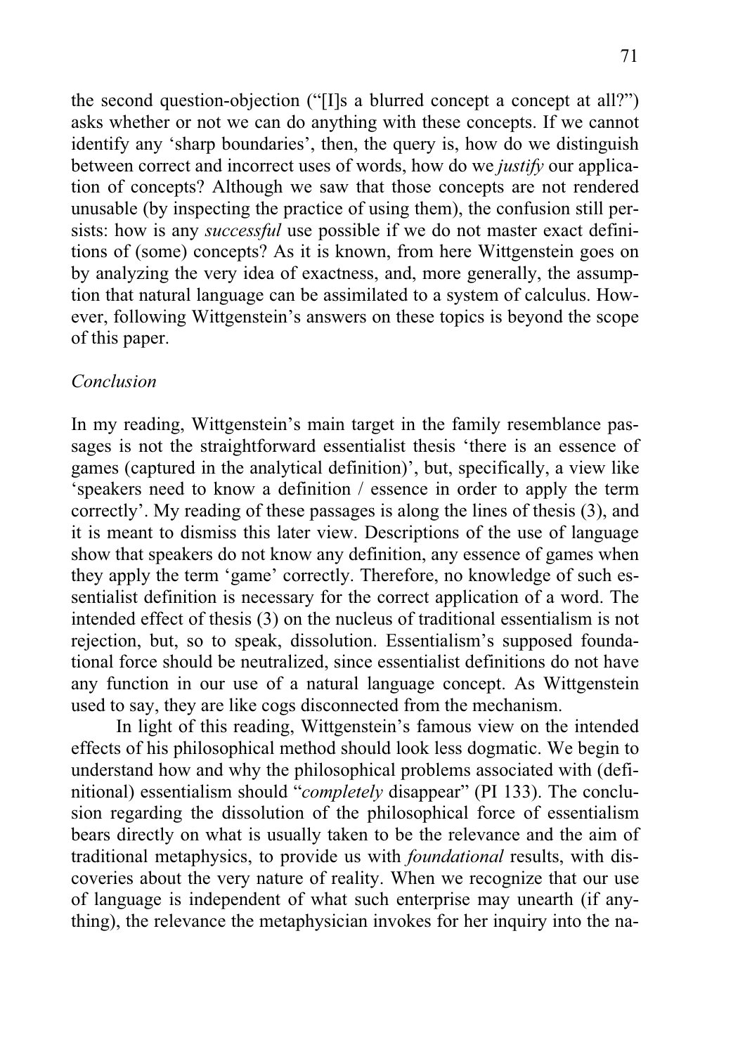the second question-objection ("[I]s a blurred concept a concept at all?") asks whether or not we can do anything with these concepts. If we cannot identify any 'sharp boundaries', then, the query is, how do we distinguish between correct and incorrect uses of words, how do we *justify* our application of concepts? Although we saw that those concepts are not rendered unusable (by inspecting the practice of using them), the confusion still persists: how is any *successful* use possible if we do not master exact definitions of (some) concepts? As it is known, from here Wittgenstein goes on by analyzing the very idea of exactness, and, more generally, the assumption that natural language can be assimilated to a system of calculus. However, following Wittgenstein's answers on these topics is beyond the scope of this paper.

*Conclusion*

In my reading, Wittgenstein's main target in the family resemblance passages is not the straightforward essentialist thesis 'there is an essence of games (captured in the analytical definition)', but, specifically, a view like 'speakers need to know a definition / essence in order to apply the term correctly'. My reading of these passages is along the lines of thesis (3), and it is meant to dismiss this later view. Descriptions of the use of language show that speakers do not know any definition, any essence of games when they apply the term 'game' correctly. Therefore, no knowledge of such essentialist definition is necessary for the correct application of a word. The intended effect of thesis (3) on the nucleus of traditional essentialism is not rejection, but, so to speak, dissolution. Essentialism's supposed foundational force should be neutralized, since essentialist definitions do not have any function in our use of a natural language concept. As Wittgenstein used to say, they are like cogs disconnected from the mechanism.

In light of this reading, Wittgenstein's famous view on the intended effects of his philosophical method should look less dogmatic. We begin to understand how and why the philosophical problems associated with (definitional) essentialism should "*completely* disappear" (PI 133). The conclusion regarding the dissolution of the philosophical force of essentialism bears directly on what is usually taken to be the relevance and the aim of traditional metaphysics, to provide us with *foundational* results, with discoveries about the very nature of reality. When we recognize that our use of language is independent of what such enterprise may unearth (if anything), the relevance the metaphysician invokes for her inquiry into the na-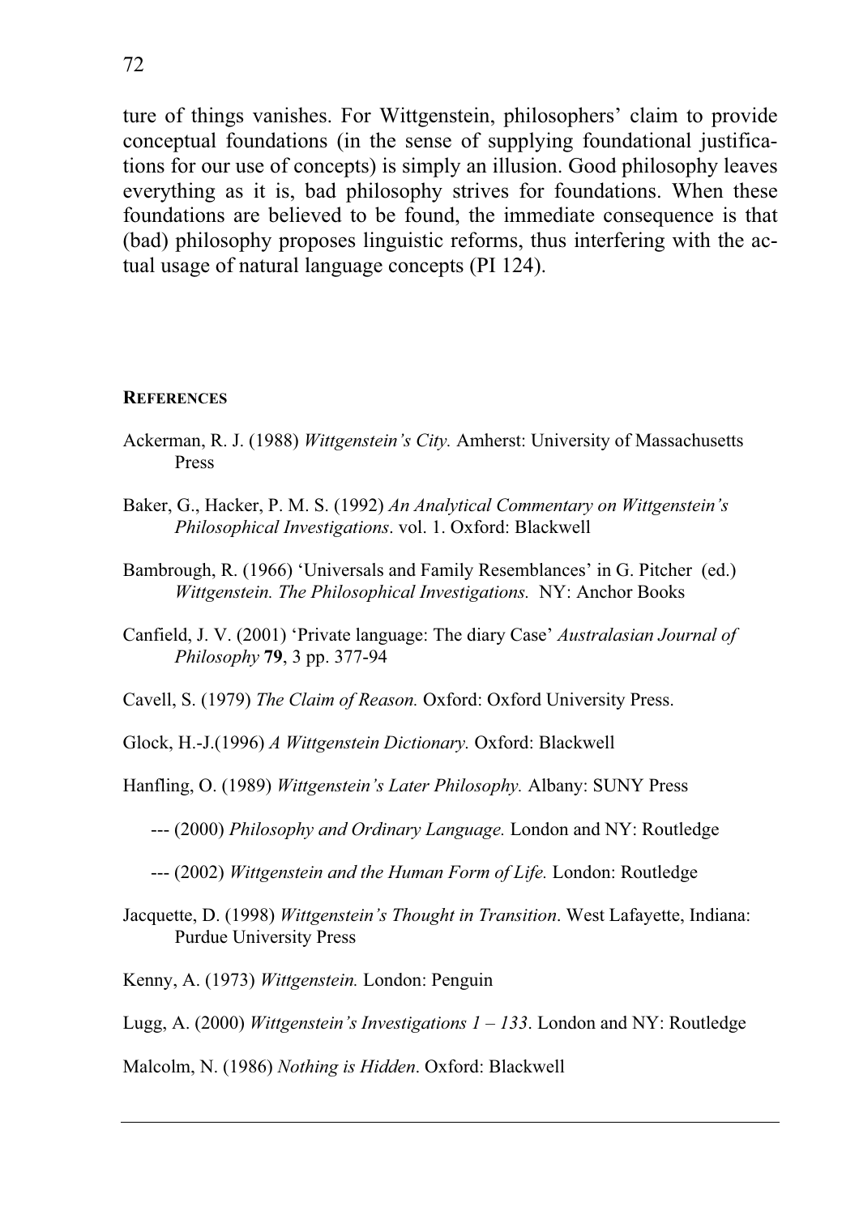ture of things vanishes. For Wittgenstein, philosophers' claim to provide conceptual foundations (in the sense of supplying foundational justifications for our use of concepts) is simply an illusion. Good philosophy leaves everything as it is, bad philosophy strives for foundations. When these foundations are believed to be found, the immediate consequence is that (bad) philosophy proposes linguistic reforms, thus interfering with the actual usage of natural language concepts (PI 124).

## REFERENCES

Ackerman, R. J. (1988) *Wittgenstein's City.* Amherst: University of Massachusetts Press

Baker, G., Hacker, P. M. S. (1992) *An Analytical Commentary on Wittgenstein's Philosophical Investigations*. vol. 1. Oxford: Blackwell

Bambrough, R. (1966) 'Universals and Family Resemblances' in G. Pitcher (ed.) *Wittgenstein. The Philosophical Investigations.* NY: Anchor Books

Canfield, J. V. (2001) 'Private language: The diary Case' *Australasian Journal of Philosophy* **79**, 3 pp. 377-94

Cavell, S. (1979) *The Claim of Reason.* Oxford: Oxford University Press.

Glock, H.-J.(1996) *A Wittgenstein Dictionary.* Oxford: Blackwell

Hanfling, O. (1989) *Wittgenstein's Later Philosophy.* Albany: SUNY Press

--- (2000) *Philosophy and Ordinary Language.* London and NY: Routledge

--- (2002) *Wittgenstein and the Human Form of Life.* London: Routledge

Jacquette, D. (1998) *Wittgenstein's Thought in Transition*. West Lafayette, Indiana: Purdue University Press

Kenny, A. (1973) *Wittgenstein.* London: Penguin

Lugg, A. (2000) *Wittgenstein's Investigations 1 – 133*. London and NY: Routledge

Malcolm, N. (1986) *Nothing is Hidden*. Oxford: Blackwell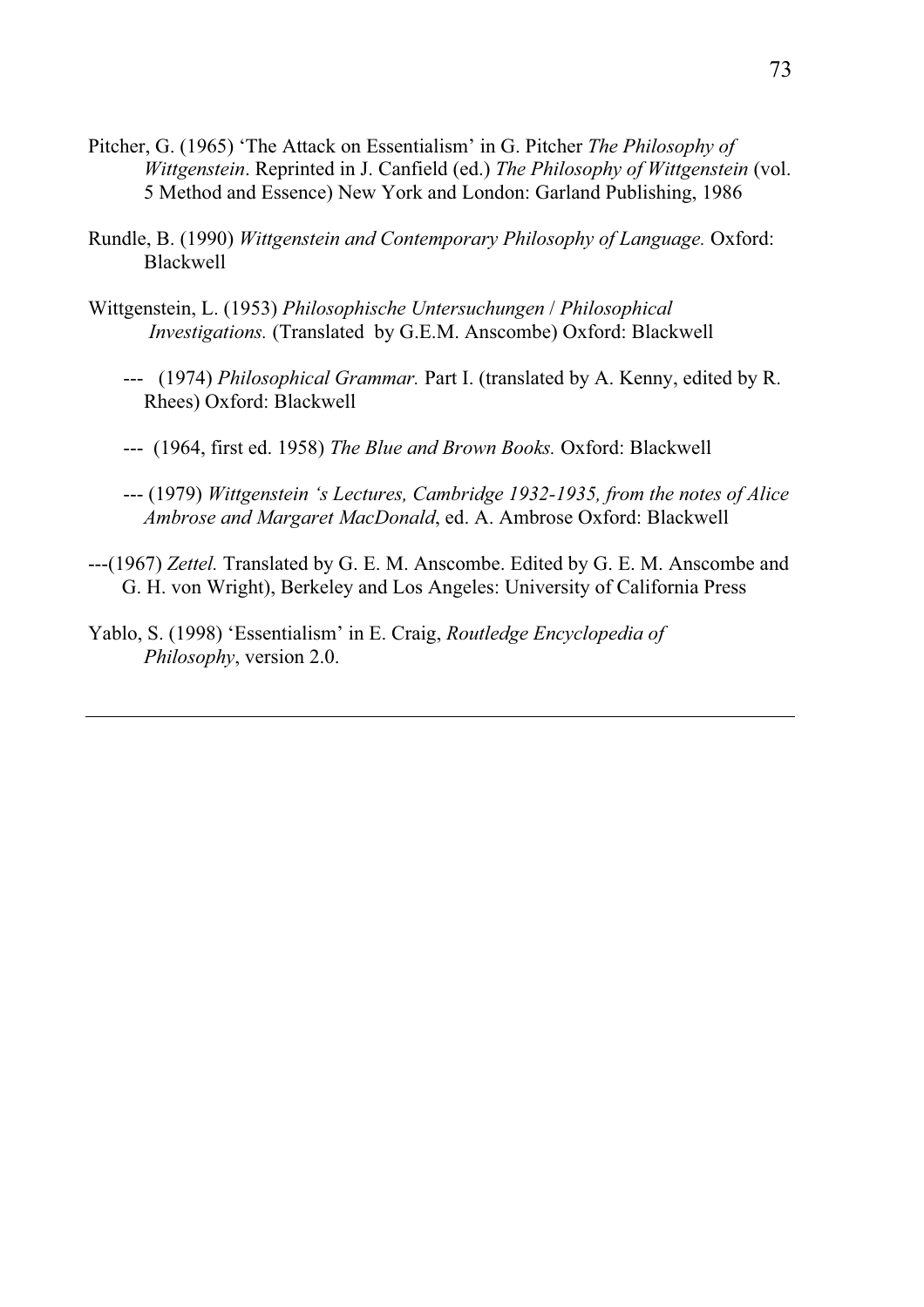Pitcher, G. (1965) 'The Attack on Essentialism' in G. Pitcher *The Philosophy of Wittgenstein*. Reprinted in J. Canfield (ed.) *The Philosophy of Wittgenstein* (vol. 5 Method and Essence) New York and London: Garland Publishing, 1986

Rundle, B. (1990) *Wittgenstein and Contemporary Philosophy of Language.* Oxford: Blackwell

Wittgenstein, L. (1953) *Philosophische Untersuchungen* / *Philosophical Investigations.* (Translated by G.E.M. Anscombe) Oxford: Blackwell

--- (1974) *Philosophical Grammar.* Part I. (translated by A. Kenny, edited by R. Rhees) Oxford: Blackwell

--- (1964, first ed. 1958) *The Blue and Brown Books.* Oxford: Blackwell

--- (1979) *Wittgenstein 's Lectures, Cambridge 1932-1935, from the notes of Alice Ambrose and Margaret MacDonald*, ed. A. Ambrose Oxford: Blackwell

---(1967) *Zettel.* Translated by G. E. M. Anscombe. Edited by G. E. M. Anscombe and G. H. von Wright), Berkeley and Los Angeles: University of California Press

Yablo, S. (1998) 'Essentialism' in E. Craig, *Routledge Encyclopedia of Philosophy*, version 2.0.